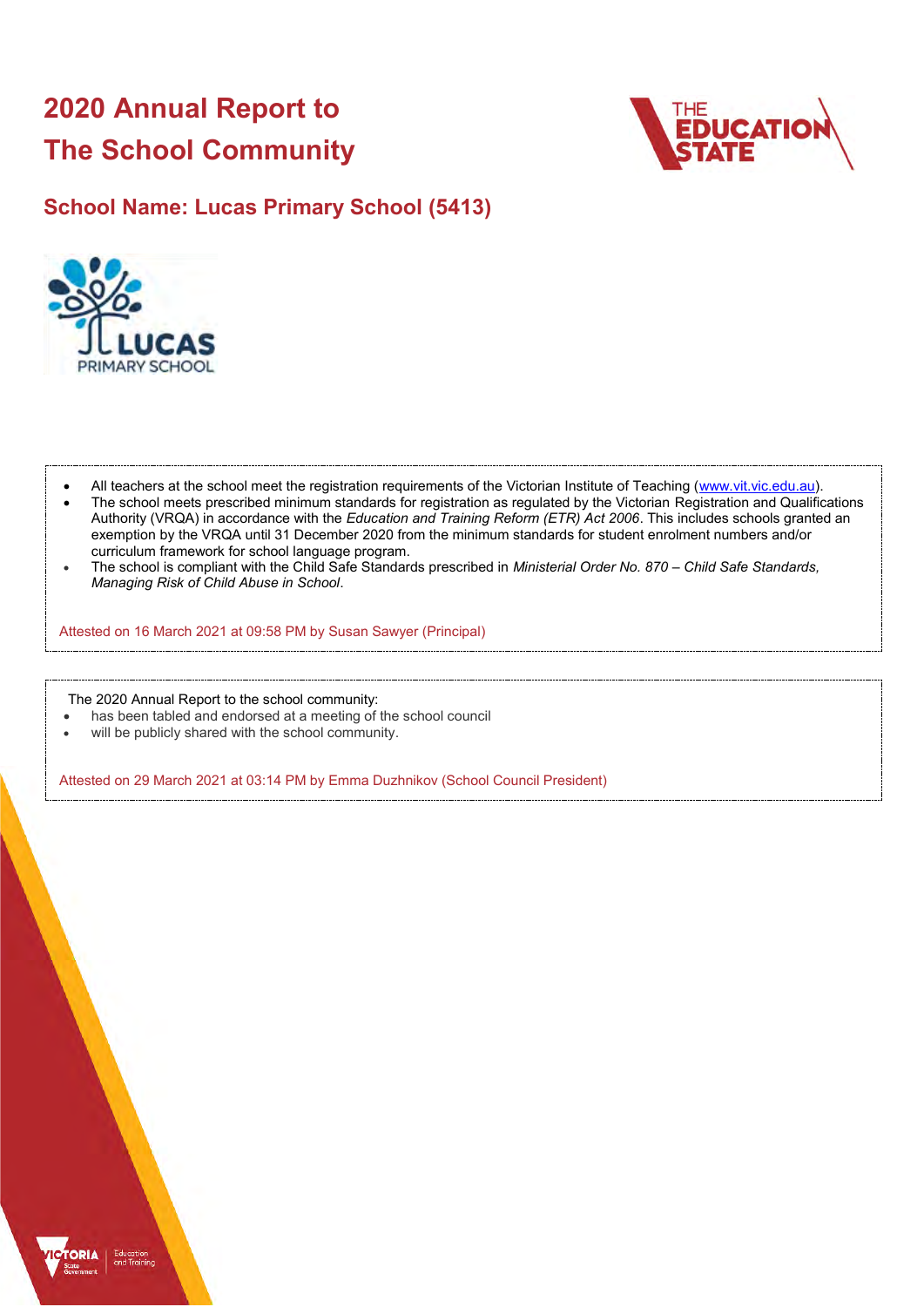# 2020 Annual Report to The School Community

## School Name: Lucas Primary School (5413)

- All teachers at the school meet the registration requirements of the Victorian Institute of Teaching (www.vit.vic.edu.au).
- The school meets prescribed minimum standards for registration as regulated by the Victorian Registration and Qualifications Authority (VRQA) in accordance with the *Education and Training Reform (ETR) Act 2006*. This includes schools granted an exemption by the VRQA until 31 December 2020 from the minimum standards for student enrolment numbers and/or curriculum framework for school language program.
- The school is compliant with the Child Safe Standards prescribed in *Ministerial Order No. 870 – Child Safe Standards, Managing Risk of Child Abuse in School*.

Attested on 16 March 2021 at 09:58 PM by Susan Sawyer (Principal)

The 2020 Annual Report to the school community:

- has been tabled and endorsed at a meeting of the school council
- will be publicly shared with the school community.

Attested on 29 March 2021 at 03:14 PM by Emma Duzhnikov (School Council President)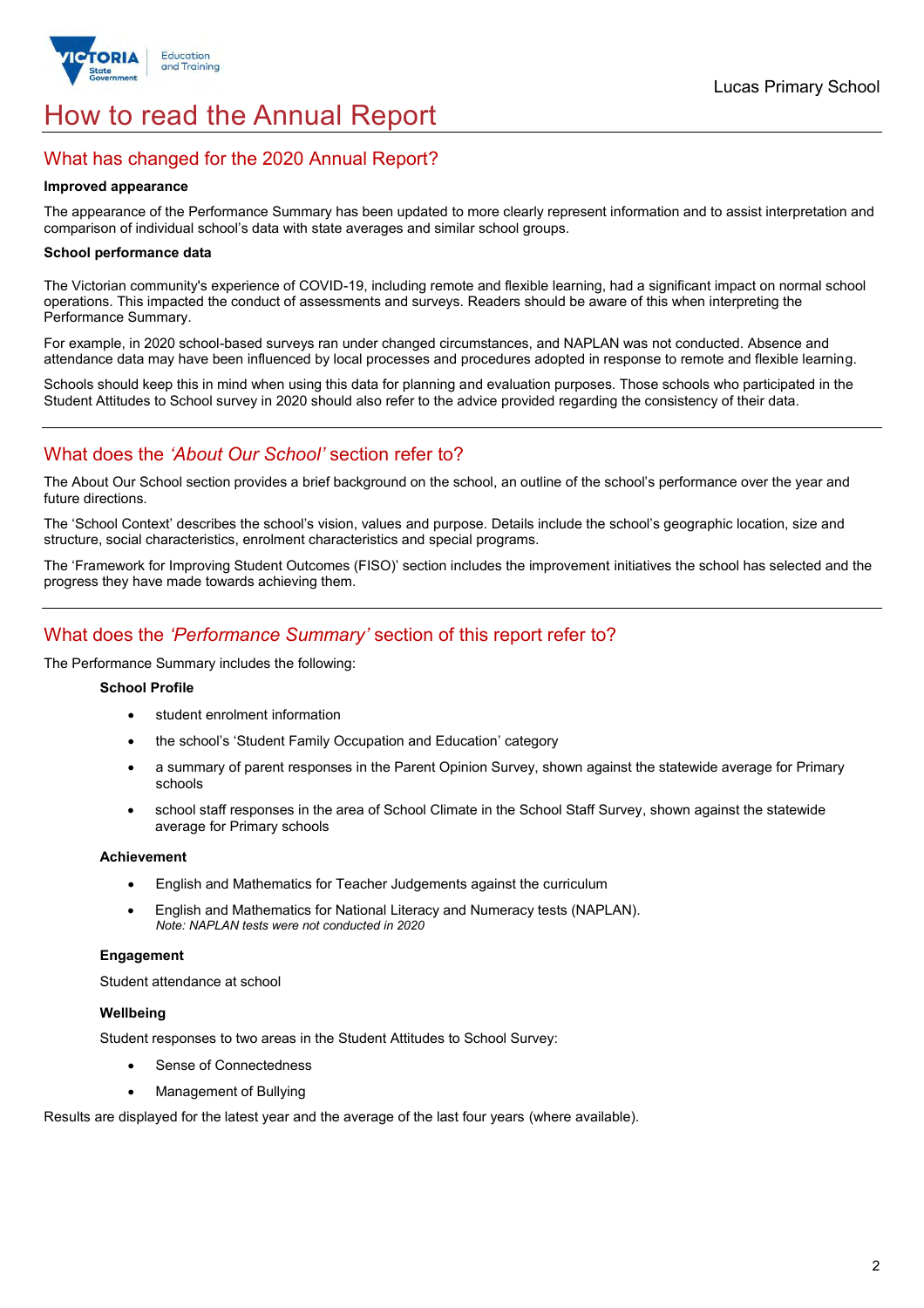# How to read the Annual Report

## What has changed for the 2020 Annual Report?

**Improved appearance**

The appearance of the Performance Summary has been updated to more clearly represent information and to assist interpretation and comparison of individual school's data with state averages and similar school groups.

**School performance data**

The Victorian community's experience of COVID-19, including remote and flexible learning, had a significant impact on normal school operations. This impacted the conduct of assessments and surveys. Readers should be aware of this when interpreting the Performance Summary.

For example, in 2020 school-based surveys ran under changed circumstances, and NAPLAN was not conducted. Absence and attendance data may have been influenced by local processes and procedures adopted in response to remote and flexible learning.

Schools should keep this in mind when using this data for planning and evaluation purposes. Those schools who participated in the Student Attitudes to School survey in 2020 should also refer to the advice provided regarding the consistency of their data.

## What does the *'About Our School'* section refer to?

The About Our School section provides a brief background on the school, an outline of the school's performance over the year and future directions.

The 'School Context' describes the school's vision, values and purpose. Details include the school's geographic location, size and structure, social characteristics, enrolment characteristics and special programs.

The 'Framework for Improving Student Outcomes (FISO)' section includes the improvement initiatives the school has selected and the progress they have made towards achieving them.

## What does the *'Performance Summary'* section of this report refer to?

The Performance Summary includes the following:

**School Profile**

- student enrolment information
- the school's 'Student Family Occupation and Education' category
- a summary of parent responses in the Parent Opinion Survey, shown against the statewide average for Primary schools
- school staff responses in the area of School Climate in the School Staff Survey, shown against the statewide average for Primary schools

**Achievement**

- English and Mathematics for Teacher Judgements against the curriculum
- English and Mathematics for National Literacy and Numeracy tests (NAPLAN).
  *Note: NAPLAN tests were not conducted in 2020*

**Engagement**

Student attendance at school

**Wellbeing**

Student responses to two areas in the Student Attitudes to School Survey:

- Sense of Connectedness
- Management of Bullying

Results are displayed for the latest year and the average of the last four years (where available).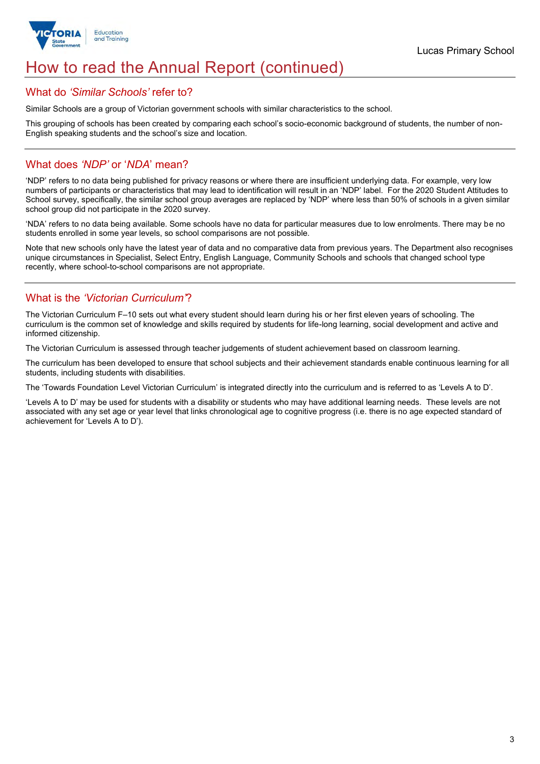# How to read the Annual Report (continued)

## What do *'Similar Schools'* refer to?

Similar Schools are a group of Victorian government schools with similar characteristics to the school.

This grouping of schools has been created by comparing each school's socio-economic background of students, the number of non-English speaking students and the school's size and location.

## What does *'NDP'* or '*NDA*' mean?

'NDP' refers to no data being published for privacy reasons or where there are insufficient underlying data. For example, very low numbers of participants or characteristics that may lead to identification will result in an 'NDP' label. For the 2020 Student Attitudes to School survey, specifically, the similar school group averages are replaced by 'NDP' where less than 50% of schools in a given similar school group did not participate in the 2020 survey.

'NDA' refers to no data being available. Some schools have no data for particular measures due to low enrolments. There may be no students enrolled in some year levels, so school comparisons are not possible.

Note that new schools only have the latest year of data and no comparative data from previous years. The Department also recognises unique circumstances in Specialist, Select Entry, English Language, Community Schools and schools that changed school type recently, where school-to-school comparisons are not appropriate.

## What is the *'Victorian Curriculum'*?

The Victorian Curriculum F–10 sets out what every student should learn during his or her first eleven years of schooling. The curriculum is the common set of knowledge and skills required by students for life-long learning, social development and active and informed citizenship.

The Victorian Curriculum is assessed through teacher judgements of student achievement based on classroom learning.

The curriculum has been developed to ensure that school subjects and their achievement standards enable continuous learning for all students, including students with disabilities.

The 'Towards Foundation Level Victorian Curriculum' is integrated directly into the curriculum and is referred to as 'Levels A to D'.

'Levels A to D' may be used for students with a disability or students who may have additional learning needs. These levels are not associated with any set age or year level that links chronological age to cognitive progress (i.e. there is no age expected standard of achievement for 'Levels A to D').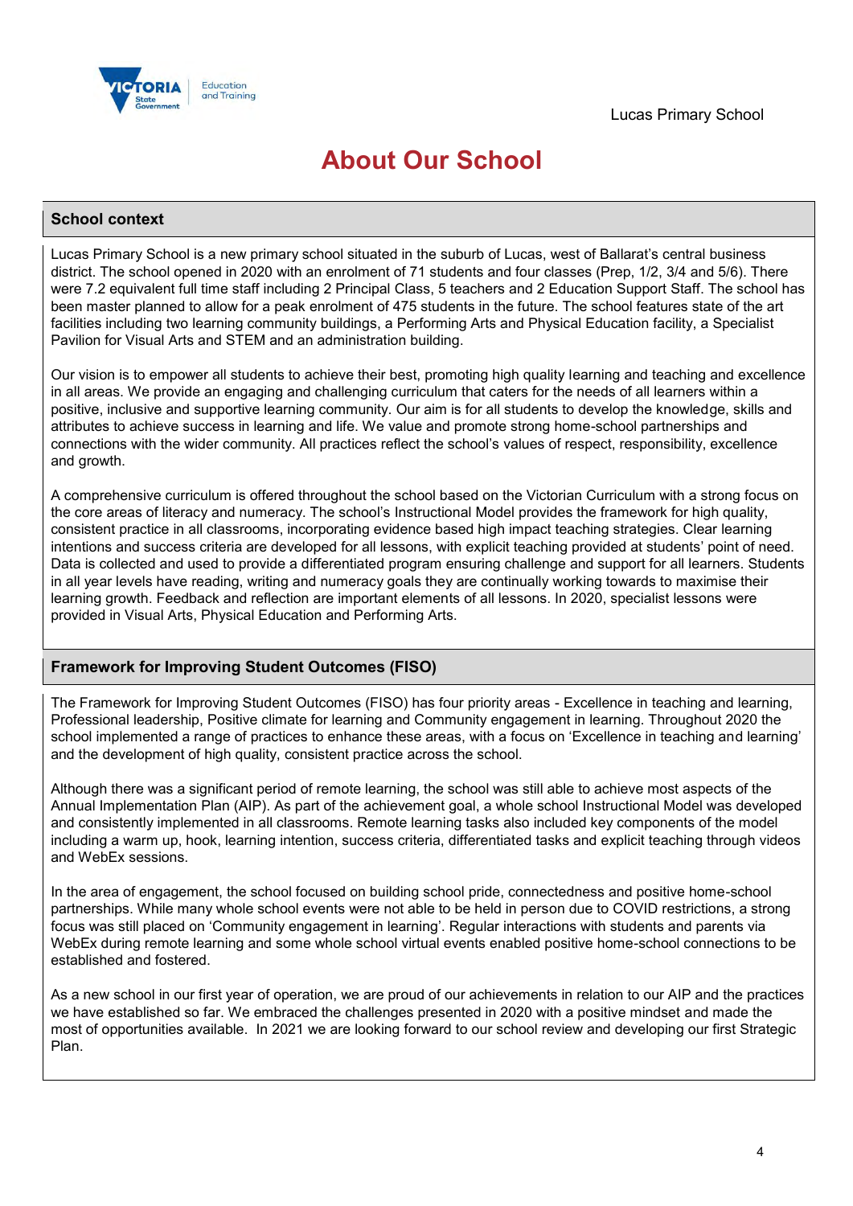# About Our School

## School context

Lucas Primary School is a new primary school situated in the suburb of Lucas, west of Ballarat's central business district. The school opened in 2020 with an enrolment of 71 students and four classes (Prep, 1/2, 3/4 and 5/6). There were 7.2 equivalent full time staff including 2 Principal Class, 5 teachers and 2 Education Support Staff. The school has been master planned to allow for a peak enrolment of 475 students in the future. The school features state of the art facilities including two learning community buildings, a Performing Arts and Physical Education facility, a Specialist Pavilion for Visual Arts and STEM and an administration building.

Our vision is to empower all students to achieve their best, promoting high quality learning and teaching and excellence in all areas. We provide an engaging and challenging curriculum that caters for the needs of all learners within a positive, inclusive and supportive learning community. Our aim is for all students to develop the knowledge, skills and attributes to achieve success in learning and life. We value and promote strong home-school partnerships and connections with the wider community. All practices reflect the school's values of respect, responsibility, excellence and growth.

A comprehensive curriculum is offered throughout the school based on the Victorian Curriculum with a strong focus on the core areas of literacy and numeracy. The school's Instructional Model provides the framework for high quality, consistent practice in all classrooms, incorporating evidence based high impact teaching strategies. Clear learning intentions and success criteria are developed for all lessons, with explicit teaching provided at students' point of need. Data is collected and used to provide a differentiated program ensuring challenge and support for all learners. Students in all year levels have reading, writing and numeracy goals they are continually working towards to maximise their learning growth. Feedback and reflection are important elements of all lessons. In 2020, specialist lessons were provided in Visual Arts, Physical Education and Performing Arts.

## Framework for Improving Student Outcomes (FISO)

The Framework for Improving Student Outcomes (FISO) has four priority areas - Excellence in teaching and learning, Professional leadership, Positive climate for learning and Community engagement in learning. Throughout 2020 the school implemented a range of practices to enhance these areas, with a focus on 'Excellence in teaching and learning' and the development of high quality, consistent practice across the school.

Although there was a significant period of remote learning, the school was still able to achieve most aspects of the Annual Implementation Plan (AIP). As part of the achievement goal, a whole school Instructional Model was developed and consistently implemented in all classrooms. Remote learning tasks also included key components of the model including a warm up, hook, learning intention, success criteria, differentiated tasks and explicit teaching through videos and WebEx sessions.

In the area of engagement, the school focused on building school pride, connectedness and positive home-school partnerships. While many whole school events were not able to be held in person due to COVID restrictions, a strong focus was still placed on 'Community engagement in learning'. Regular interactions with students and parents via WebEx during remote learning and some whole school virtual events enabled positive home-school connections to be established and fostered.

As a new school in our first year of operation, we are proud of our achievements in relation to our AIP and the practices we have established so far. We embraced the challenges presented in 2020 with a positive mindset and made the most of opportunities available. In 2021 we are looking forward to our school review and developing our first Strategic Plan.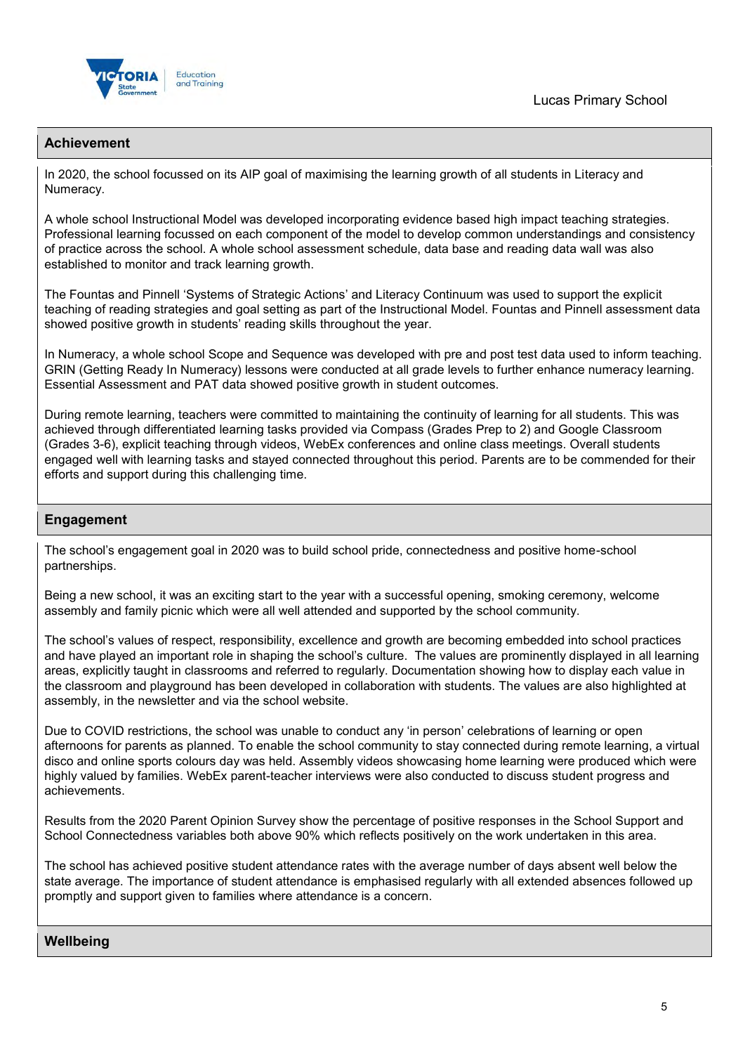## Achievement

In 2020, the school focussed on its AIP goal of maximising the learning growth of all students in Literacy and Numeracy.

A whole school Instructional Model was developed incorporating evidence based high impact teaching strategies. Professional learning focussed on each component of the model to develop common understandings and consistency of practice across the school. A whole school assessment schedule, data base and reading data wall was also established to monitor and track learning growth.

The Fountas and Pinnell 'Systems of Strategic Actions' and Literacy Continuum was used to support the explicit teaching of reading strategies and goal setting as part of the Instructional Model. Fountas and Pinnell assessment data showed positive growth in students' reading skills throughout the year.

In Numeracy, a whole school Scope and Sequence was developed with pre and post test data used to inform teaching. GRIN (Getting Ready In Numeracy) lessons were conducted at all grade levels to further enhance numeracy learning. Essential Assessment and PAT data showed positive growth in student outcomes.

During remote learning, teachers were committed to maintaining the continuity of learning for all students. This was achieved through differentiated learning tasks provided via Compass (Grades Prep to 2) and Google Classroom (Grades 3-6), explicit teaching through videos, WebEx conferences and online class meetings. Overall students engaged well with learning tasks and stayed connected throughout this period. Parents are to be commended for their efforts and support during this challenging time.

## Engagement

The school's engagement goal in 2020 was to build school pride, connectedness and positive home-school partnerships.

Being a new school, it was an exciting start to the year with a successful opening, smoking ceremony, welcome assembly and family picnic which were all well attended and supported by the school community.

The school's values of respect, responsibility, excellence and growth are becoming embedded into school practices and have played an important role in shaping the school's culture. The values are prominently displayed in all learning areas, explicitly taught in classrooms and referred to regularly. Documentation showing how to display each value in the classroom and playground has been developed in collaboration with students. The values are also highlighted at assembly, in the newsletter and via the school website.

Due to COVID restrictions, the school was unable to conduct any 'in person' celebrations of learning or open afternoons for parents as planned. To enable the school community to stay connected during remote learning, a virtual disco and online sports colours day was held. Assembly videos showcasing home learning were produced which were highly valued by families. WebEx parent-teacher interviews were also conducted to discuss student progress and achievements.

Results from the 2020 Parent Opinion Survey show the percentage of positive responses in the School Support and School Connectedness variables both above 90% which reflects positively on the work undertaken in this area.

The school has achieved positive student attendance rates with the average number of days absent well below the state average. The importance of student attendance is emphasised regularly with all extended absences followed up promptly and support given to families where attendance is a concern.

## Wellbeing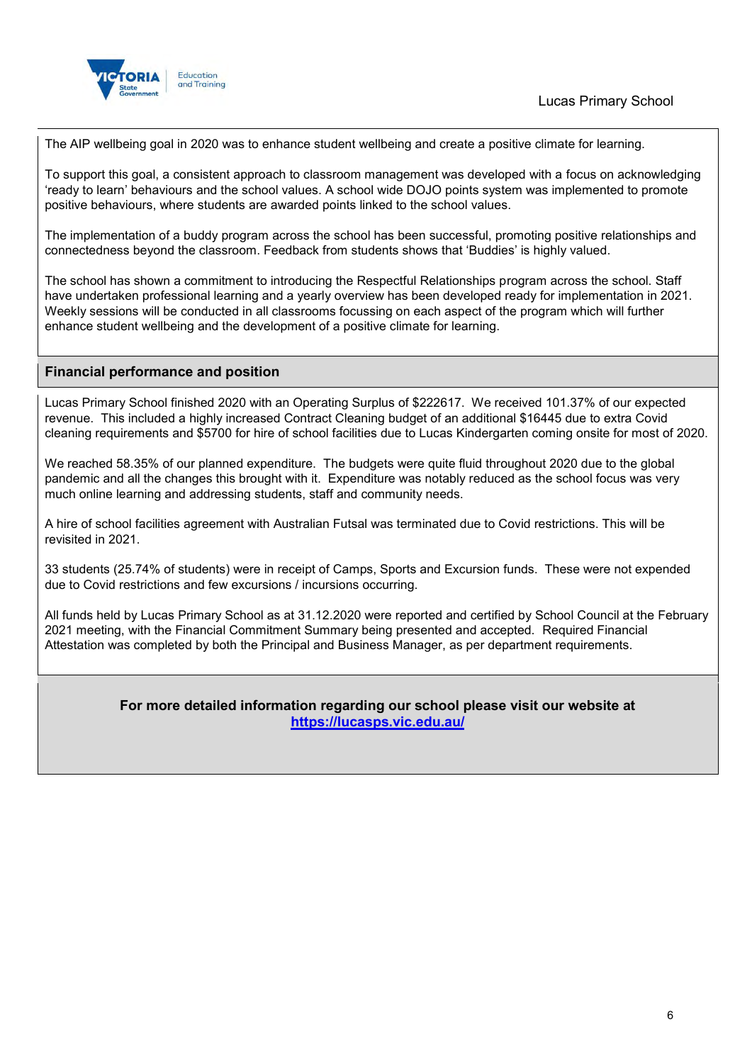The AIP wellbeing goal in 2020 was to enhance student wellbeing and create a positive climate for learning.

To support this goal, a consistent approach to classroom management was developed with a focus on acknowledging 'ready to learn' behaviours and the school values. A school wide DOJO points system was implemented to promote positive behaviours, where students are awarded points linked to the school values.

The implementation of a buddy program across the school has been successful, promoting positive relationships and connectedness beyond the classroom. Feedback from students shows that 'Buddies' is highly valued.

The school has shown a commitment to introducing the Respectful Relationships program across the school. Staff have undertaken professional learning and a yearly overview has been developed ready for implementation in 2021. Weekly sessions will be conducted in all classrooms focussing on each aspect of the program which will further enhance student wellbeing and the development of a positive climate for learning.

## Financial performance and position

Lucas Primary School finished 2020 with an Operating Surplus of $222617. We received 101.37% of our expected revenue. This included a highly increased Contract Cleaning budget of an additional $16445 due to extra Covid cleaning requirements and $5700 for hire of school facilities due to Lucas Kindergarten coming onsite for most of 2020.

We reached 58.35% of our planned expenditure. The budgets were quite fluid throughout 2020 due to the global pandemic and all the changes this brought with it. Expenditure was notably reduced as the school focus was very much online learning and addressing students, staff and community needs.

A hire of school facilities agreement with Australian Futsal was terminated due to Covid restrictions. This will be revisited in 2021.

33 students (25.74% of students) were in receipt of Camps, Sports and Excursion funds. These were not expended due to Covid restrictions and few excursions / incursions occurring.

All funds held by Lucas Primary School as at 31.12.2020 were reported and certified by School Council at the February 2021 meeting, with the Financial Commitment Summary being presented and accepted. Required Financial Attestation was completed by both the Principal and Business Manager, as per department requirements.

**For more detailed information regarding our school please visit our website at [https://lucasps.vic.edu.au/](https://lucasps.vic.edu.au/)**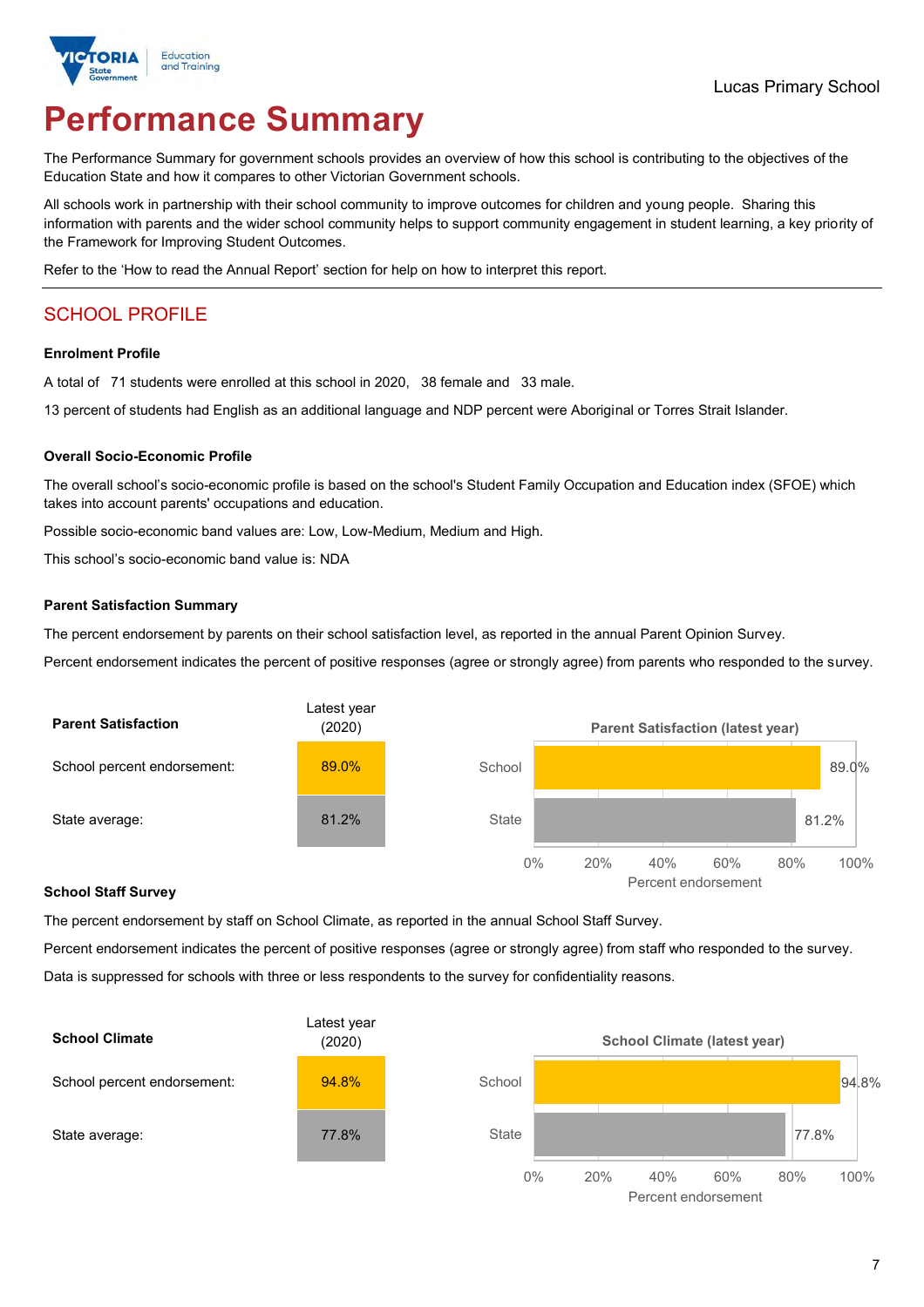Lucas Primary School

# Performance Summary

The Performance Summary for government schools provides an overview of how this school is contributing to the objectives of the Education State and how it compares to other Victorian Government schools.

All schools work in partnership with their school community to improve outcomes for children and young people. Sharing this information with parents and the wider school community helps to support community engagement in student learning, a key priority of the Framework for Improving Student Outcomes.

Refer to the 'How to read the Annual Report' section for help on how to interpret this report.

## SCHOOL PROFILE

### Enrolment Profile

A total of 71 students were enrolled at this school in 2020, 38 female and 33 male.

13 percent of students had English as an additional language and NDP percent were Aboriginal or Torres Strait Islander.

### Overall Socio-Economic Profile

The overall school's socio-economic profile is based on the school's Student Family Occupation and Education index (SFOE) which takes into account parents' occupations and education.

Possible socio-economic band values are: Low, Low-Medium, Medium and High.

This school's socio-economic band value is: NDA

### Parent Satisfaction Summary

The percent endorsement by parents on their school satisfaction level, as reported in the annual Parent Opinion Survey.

Percent endorsement indicates the percent of positive responses (agree or strongly agree) from parents who responded to the survey.

| Parent Satisfaction | Latest year (2020) |
|---|---|
| School percent endorsement: | 89.0% |
| State average: | 81.2% |

Parent Satisfaction (latest year)

| | Percent endorsement |
|---|---|
| School | 89.0% |
| State | 81.2% |

### School Staff Survey

The percent endorsement by staff on School Climate, as reported in the annual School Staff Survey.

Percent endorsement indicates the percent of positive responses (agree or strongly agree) from staff who responded to the survey.

Data is suppressed for schools with three or less respondents to the survey for confidentiality reasons.

| School Climate | Latest year (2020) |
|---|---|
| School percent endorsement: | 94.8% |
| State average: | 77.8% |

School Climate (latest year)

| | Percent endorsement |
|---|---|
| School | 94.8% |
| State | 77.8% |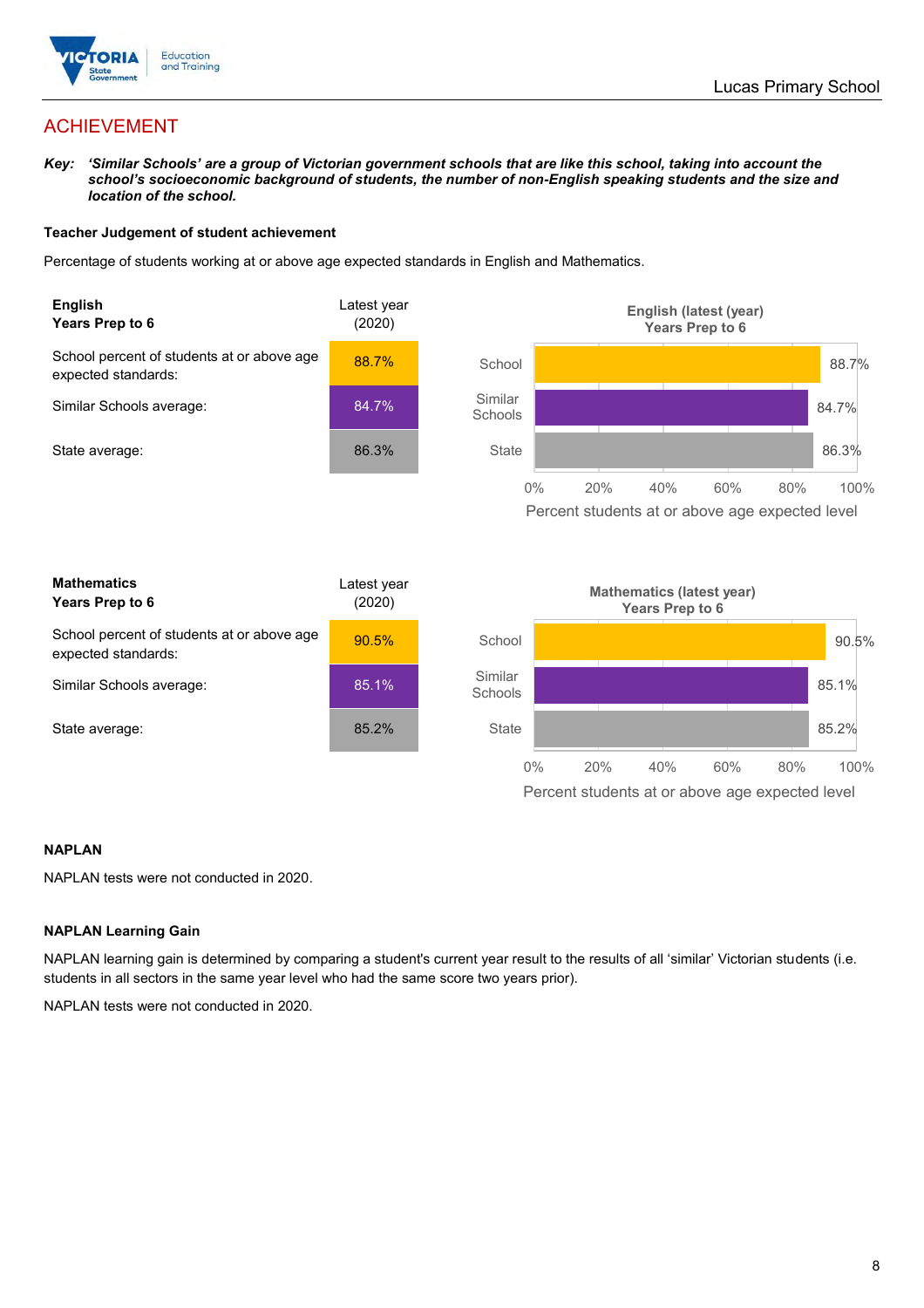# ACHIEVEMENT

***Key:** 'Similar Schools' are a group of Victorian government schools that are like this school, taking into account the school's socioeconomic background of students, the number of non-English speaking students and the size and location of the school.*

### Teacher Judgement of student achievement

Percentage of students working at or above age expected standards in English and Mathematics.

| **English** **Years Prep to 6** | Latest year (2020) |
|---|---|
| School percent of students at or above age expected standards: | 88.7% |
| Similar Schools average: | 84.7% |
| State average: | 86.3% |

**English (latest (year) Years Prep to 6**

| | Percent students at or above age expected level |
|---|---|
| School | 88.7% |
| Similar Schools | 84.7% |
| State | 86.3% |

| **Mathematics** **Years Prep to 6** | Latest year (2020) |
|---|---|
| School percent of students at or above age expected standards: | 90.5% |
| Similar Schools average: | 85.1% |
| State average: | 85.2% |

**Mathematics (latest year) Years Prep to 6**

| | Percent students at or above age expected level |
|---|---|
| School | 90.5% |
| Similar Schools | 85.1% |
| State | 85.2% |

### NAPLAN

NAPLAN tests were not conducted in 2020.

### NAPLAN Learning Gain

NAPLAN learning gain is determined by comparing a student's current year result to the results of all 'similar' Victorian students (i.e. students in all sectors in the same year level who had the same score two years prior).

NAPLAN tests were not conducted in 2020.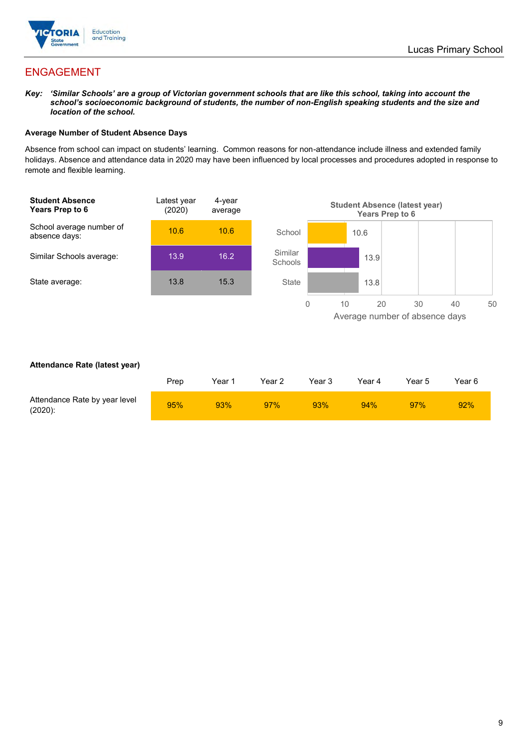## ENGAGEMENT

***Key:** 'Similar Schools' are a group of Victorian government schools that are like this school, taking into account the school's socioeconomic background of students, the number of non-English speaking students and the size and location of the school.*

### Average Number of Student Absence Days

Absence from school can impact on students' learning. Common reasons for non-attendance include illness and extended family holidays. Absence and attendance data in 2020 may have been influenced by local processes and procedures adopted in response to remote and flexible learning.

| Student Absence Years Prep to 6 | Latest year (2020) | 4-year average |
|---|---|---|
| School average number of absence days: | 10.6 | 10.6 |
| Similar Schools average: | 13.9 | 16.2 |
| State average: | 13.8 | 15.3 |

**Student Absence (latest year) Years Prep to 6**

| | Average number of absence days |
|---|---|
| School | 10.6 |
| Similar Schools | 13.9 |
| State | 13.8 |

### Attendance Rate (latest year)

| | Prep | Year 1 | Year 2 | Year 3 | Year 4 | Year 5 | Year 6 |
|---|---|---|---|---|---|---|---|
| Attendance Rate by year level (2020): | 95% | 93% | 97% | 93% | 94% | 97% | 92% |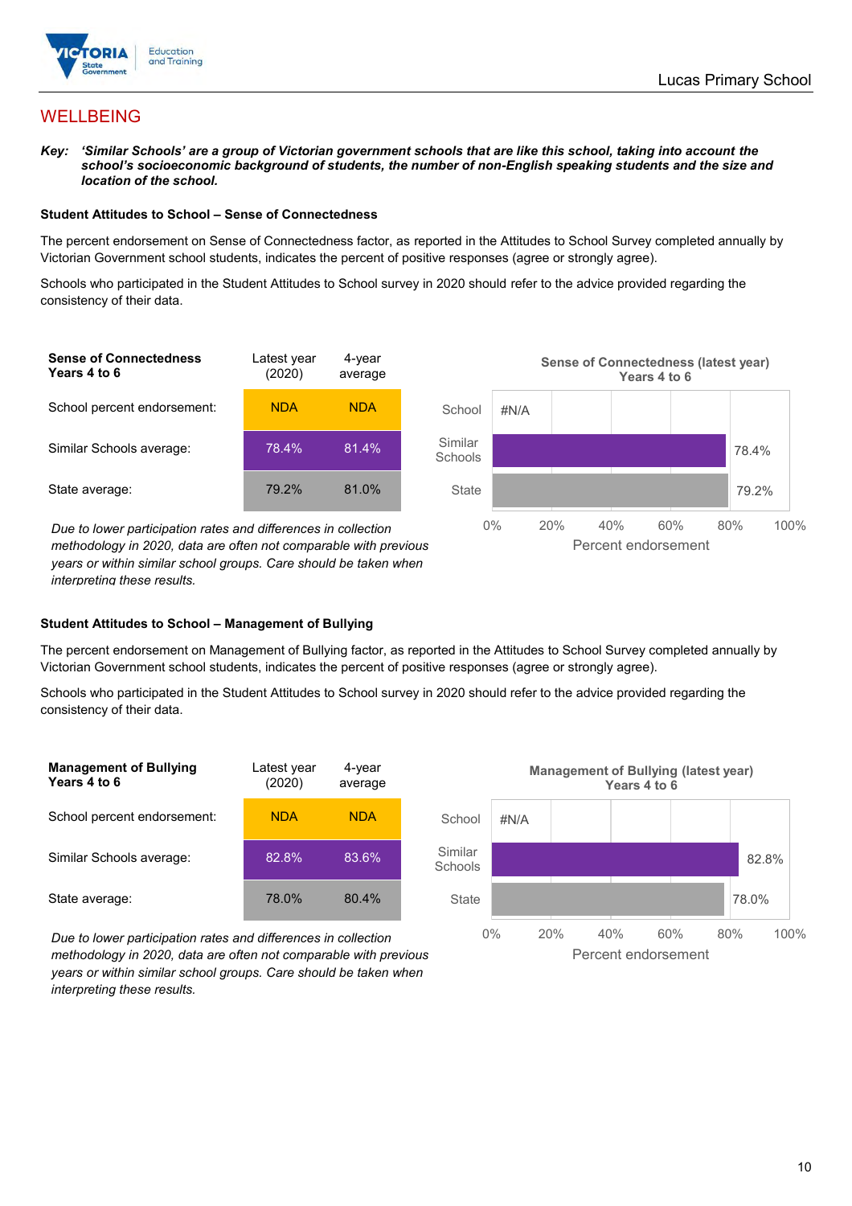## WELLBEING

***Key:*** ***'Similar Schools' are a group of Victorian government schools that are like this school, taking into account the school's socioeconomic background of students, the number of non-English speaking students and the size and location of the school.***

### Student Attitudes to School – Sense of Connectedness

The percent endorsement on Sense of Connectedness factor, as reported in the Attitudes to School Survey completed annually by Victorian Government school students, indicates the percent of positive responses (agree or strongly agree).

Schools who participated in the Student Attitudes to School survey in 2020 should refer to the advice provided regarding the consistency of their data.

| **Sense of Connectedness Years 4 to 6** | Latest year (2020) | 4-year average |
|---|---|---|
| School percent endorsement: | NDA | NDA |
| Similar Schools average: | 78.4% | 81.4% |
| State average: | 79.2% | 81.0% |

*Due to lower participation rates and differences in collection methodology in 2020, data are often not comparable with previous years or within similar school groups. Care should be taken when interpreting these results.*

**Sense of Connectedness (latest year) Years 4 to 6**

| | Percent endorsement |
|---|---|
| School | #N/A |
| Similar Schools | 78.4% |
| State | 79.2% |

### Student Attitudes to School – Management of Bullying

The percent endorsement on Management of Bullying factor, as reported in the Attitudes to School Survey completed annually by Victorian Government school students, indicates the percent of positive responses (agree or strongly agree).

Schools who participated in the Student Attitudes to School survey in 2020 should refer to the advice provided regarding the consistency of their data.

| **Management of Bullying Years 4 to 6** | Latest year (2020) | 4-year average |
|---|---|---|
| School percent endorsement: | NDA | NDA |
| Similar Schools average: | 82.8% | 83.6% |
| State average: | 78.0% | 80.4% |

*Due to lower participation rates and differences in collection methodology in 2020, data are often not comparable with previous years or within similar school groups. Care should be taken when interpreting these results.*

**Management of Bullying (latest year) Years 4 to 6**

| | Percent endorsement |
|---|---|
| School | #N/A |
| Similar Schools | 82.8% |
| State | 78.0% |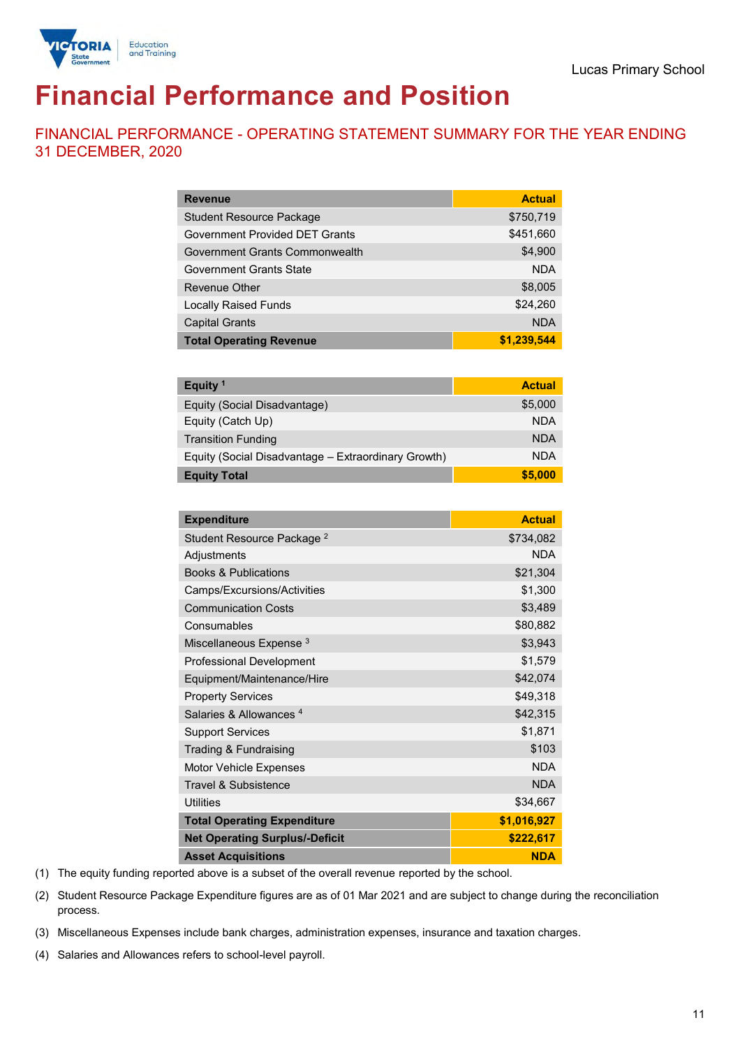Lucas Primary School

# Financial Performance and Position

## FINANCIAL PERFORMANCE - OPERATING STATEMENT SUMMARY FOR THE YEAR ENDING 31 DECEMBER, 2020

| Revenue | Actual |
|---|---|
| Student Resource Package | $750,719 |
| Government Provided DET Grants | $451,660 |
| Government Grants Commonwealth | $4,900 |
| Government Grants State | NDA |
| Revenue Other | $8,005 |
| Locally Raised Funds | $24,260 |
| Capital Grants | NDA |
| **Total Operating Revenue** | **$1,239,544** |

| Equity [1] | Actual |
|---|---|
| Equity (Social Disadvantage) | $5,000 |
| Equity (Catch Up) | NDA |
| Transition Funding | NDA |
| Equity (Social Disadvantage – Extraordinary Growth) | NDA |
| **Equity Total** | **$5,000** |

| Expenditure | Actual |
|---|---|
| Student Resource Package [2] | $734,082 |
| Adjustments | NDA |
| Books & Publications | $21,304 |
| Camps/Excursions/Activities | $1,300 |
| Communication Costs | $3,489 |
| Consumables | $80,882 |
| Miscellaneous Expense [3] | $3,943 |
| Professional Development | $1,579 |
| Equipment/Maintenance/Hire | $42,074 |
| Property Services | $49,318 |
| Salaries & Allowances [4] | $42,315 |
| Support Services | $1,871 |
| Trading & Fundraising | $103 |
| Motor Vehicle Expenses | NDA |
| Travel & Subsistence | NDA |
| Utilities | $34,667 |
| **Total Operating Expenditure** | **$1,016,927** |
| **Net Operating Surplus/-Deficit** | **$222,617** |
| **Asset Acquisitions** | **NDA** |

(1) The equity funding reported above is a subset of the overall revenue reported by the school.

(2) Student Resource Package Expenditure figures are as of 01 Mar 2021 and are subject to change during the reconciliation process.

(3) Miscellaneous Expenses include bank charges, administration expenses, insurance and taxation charges.

(4) Salaries and Allowances refers to school-level payroll.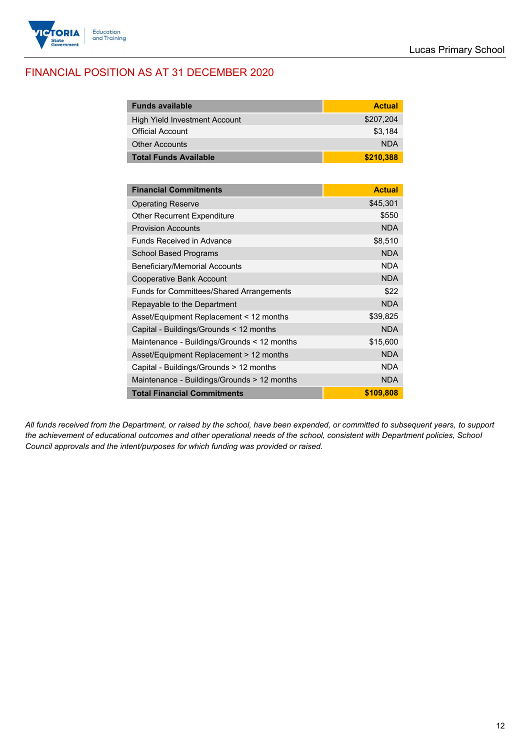# FINANCIAL POSITION AS AT 31 DECEMBER 2020

| Funds available | Actual |
|---|---|
| High Yield Investment Account | $207,204 |
| Official Account | $3,184 |
| Other Accounts | NDA |
| **Total Funds Available** | **$210,388** |

| Financial Commitments | Actual |
|---|---|
| Operating Reserve | $45,301 |
| Other Recurrent Expenditure | $550 |
| Provision Accounts | NDA |
| Funds Received in Advance | $8,510 |
| School Based Programs | NDA |
| Beneficiary/Memorial Accounts | NDA |
| Cooperative Bank Account | NDA |
| Funds for Committees/Shared Arrangements | $22 |
| Repayable to the Department | NDA |
| Asset/Equipment Replacement < 12 months | $39,825 |
| Capital - Buildings/Grounds < 12 months | NDA |
| Maintenance - Buildings/Grounds < 12 months | $15,600 |
| Asset/Equipment Replacement > 12 months | NDA |
| Capital - Buildings/Grounds > 12 months | NDA |
| Maintenance - Buildings/Grounds > 12 months | NDA |
| **Total Financial Commitments** | **$109,808** |

*All funds received from the Department, or raised by the school, have been expended, or committed to subsequent years, to support the achievement of educational outcomes and other operational needs of the school, consistent with Department policies, School Council approvals and the intent/purposes for which funding was provided or raised.*